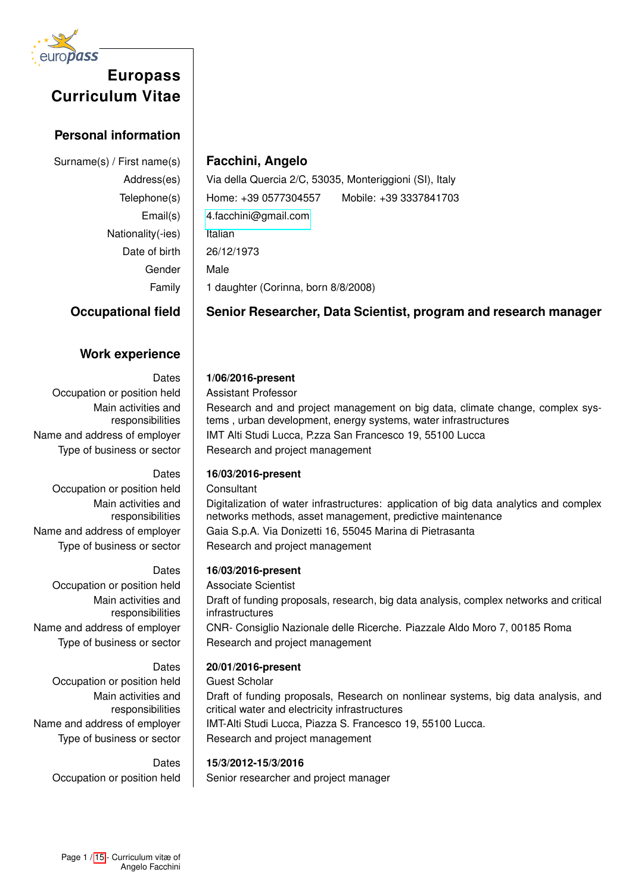# Europass Curriculum Vitae

## Personal information

| | |
|---|---|
| Surname(s) / First name(s) | **Facchini, Angelo** |
| Address(es) | Via della Quercia 2/C, 53035, Monteriggioni (SI), Italy |
| Telephone(s) | Home: +39 0577304557 Mobile: +39 3337841703 |
| Email(s) | 4.facchini@gmail.com |
| Nationality(-ies) | Italian |
| Date of birth | 26/12/1973 |
| Gender | Male |
| Family | 1 daughter (Corinna, born 8/8/2008) |

## Occupational field

**Senior Researcher, Data Scientist, program and research manager**

## Work experience

| | |
|---|---|
| Dates | **1/06/2016-present** |
| Occupation or position held | Assistant Professor |
| Main activities and responsibilities | Research and and project management on big data, climate change, complex systems , urban development, energy systems, water infrastructures |
| Name and address of employer | IMT Alti Studi Lucca, P.zza San Francesco 19, 55100 Lucca |
| Type of business or sector | Research and project management |

| | |
|---|---|
| Dates | **16/03/2016-present** |
| Occupation or position held | Consultant |
| Main activities and responsibilities | Digitalization of water infrastructures: application of big data analytics and complex networks methods, asset management, predictive maintenance |
| Name and address of employer | Gaia S.p.A. Via Donizetti 16, 55045 Marina di Pietrasanta |
| Type of business or sector | Research and project management |

| | |
|---|---|
| Dates | **16/03/2016-present** |
| Occupation or position held | Associate Scientist |
| Main activities and responsibilities | Draft of funding proposals, research, big data analysis, complex networks and critical infrastructures |
| Name and address of employer | CNR- Consiglio Nazionale delle Ricerche. Piazzale Aldo Moro 7, 00185 Roma |
| Type of business or sector | Research and project management |

| | |
|---|---|
| Dates | **20/01/2016-present** |
| Occupation or position held | Guest Scholar |
| Main activities and responsibilities | Draft of funding proposals, Research on nonlinear systems, big data analysis, and critical water and electricity infrastructures |
| Name and address of employer | IMT-Alti Studi Lucca, Piazza S. Francesco 19, 55100 Lucca. |
| Type of business or sector | Research and project management |

| | |
|---|---|
| Dates | **15/3/2012-15/3/2016** |
| Occupation or position held | Senior researcher and project manager |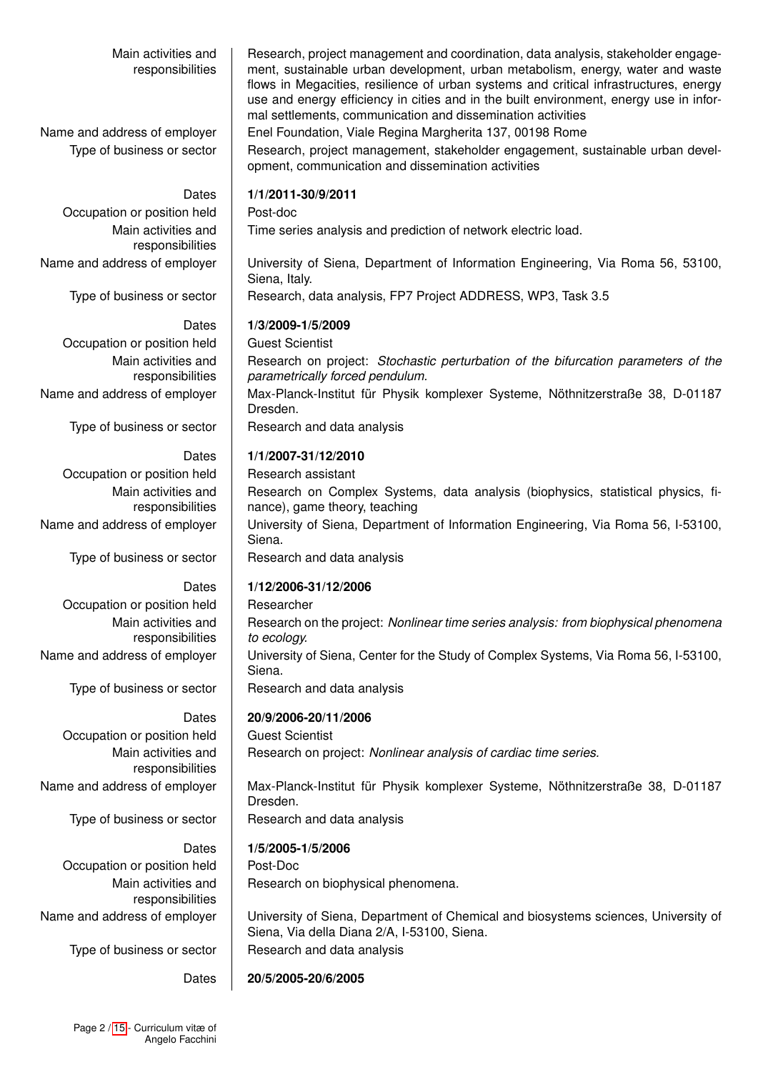| | |
|---|---|
| Main activities and responsibilities | Research, project management and coordination, data analysis, stakeholder engagement, sustainable urban development, urban metabolism, energy, water and waste flows in Megacities, resilience of urban systems and critical infrastructures, energy use and energy efficiency in cities and in the built environment, energy use in informal settlements, communication and dissemination activities |
| Name and address of employer | Enel Foundation, Viale Regina Margherita 137, 00198 Rome |
| Type of business or sector | Research, project management, stakeholder engagement, sustainable urban development, communication and dissemination activities |
| Dates | **1/1/2011-30/9/2011** |
| Occupation or position held | Post-doc |
| Main activities and responsibilities | Time series analysis and prediction of network electric load. |
| Name and address of employer | University of Siena, Department of Information Engineering, Via Roma 56, 53100, Siena, Italy. |
| Type of business or sector | Research, data analysis, FP7 Project ADDRESS, WP3, Task 3.5 |
| Dates | **1/3/2009-1/5/2009** |
| Occupation or position held | Guest Scientist |
| Main activities and responsibilities | Research on project: *Stochastic perturbation of the bifurcation parameters of the parametrically forced pendulum.* |
| Name and address of employer | Max-Planck-Institut für Physik komplexer Systeme, Nöthnitzerstraße 38, D-01187 Dresden. |
| Type of business or sector | Research and data analysis |
| Dates | **1/1/2007-31/12/2010** |
| Occupation or position held | Research assistant |
| Main activities and responsibilities | Research on Complex Systems, data analysis (biophysics, statistical physics, finance), game theory, teaching |
| Name and address of employer | University of Siena, Department of Information Engineering, Via Roma 56, I-53100, Siena. |
| Type of business or sector | Research and data analysis |
| Dates | **1/12/2006-31/12/2006** |
| Occupation or position held | Researcher |
| Main activities and responsibilities | Research on the project: *Nonlinear time series analysis: from biophysical phenomena to ecology.* |
| Name and address of employer | University of Siena, Center for the Study of Complex Systems, Via Roma 56, I-53100, Siena. |
| Type of business or sector | Research and data analysis |
| Dates | **20/9/2006-20/11/2006** |
| Occupation or position held | Guest Scientist |
| Main activities and responsibilities | Research on project: *Nonlinear analysis of cardiac time series.* |
| Name and address of employer | Max-Planck-Institut für Physik komplexer Systeme, Nöthnitzerstraße 38, D-01187 Dresden. |
| Type of business or sector | Research and data analysis |
| Dates | **1/5/2005-1/5/2006** |
| Occupation or position held | Post-Doc |
| Main activities and responsibilities | Research on biophysical phenomena. |
| Name and address of employer | University of Siena, Department of Chemical and biosystems sciences, University of Siena, Via della Diana 2/A, I-53100, Siena. |
| Type of business or sector | Research and data analysis |
| Dates | **20/5/2005-20/6/2005** |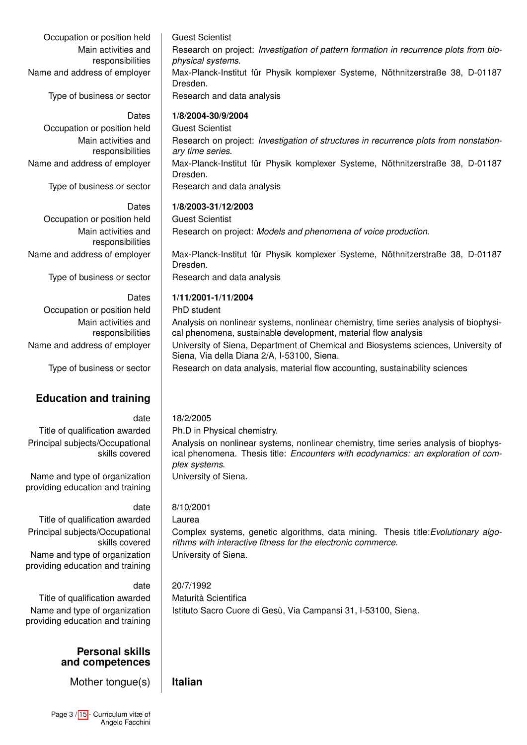| | |
|---|---|
| Occupation or position held | Guest Scientist |
| Main activities and responsibilities | Research on project: *Investigation of pattern formation in recurrence plots from biophysical systems*. |
| Name and address of employer | Max-Planck-Institut für Physik komplexer Systeme, Nöthnitzerstraße 38, D-01187 Dresden. |
| Type of business or sector | Research and data analysis |
| Dates | **1/8/2004-30/9/2004** |
| Occupation or position held | Guest Scientist |
| Main activities and responsibilities | Research on project: *Investigation of structures in recurrence plots from nonstationary time series*. |
| Name and address of employer | Max-Planck-Institut für Physik komplexer Systeme, Nöthnitzerstraße 38, D-01187 Dresden. |
| Type of business or sector | Research and data analysis |
| Dates | **1/8/2003-31/12/2003** |
| Occupation or position held | Guest Scientist |
| Main activities and responsibilities | Research on project: *Models and phenomena of voice production.* |
| Name and address of employer | Max-Planck-Institut für Physik komplexer Systeme, Nöthnitzerstraße 38, D-01187 Dresden. |
| Type of business or sector | Research and data analysis |
| Dates | **1/11/2001-1/11/2004** |
| Occupation or position held | PhD student |
| Main activities and responsibilities | Analysis on nonlinear systems, nonlinear chemistry, time series analysis of biophysical phenomena, sustainable development, material flow analysis |
| Name and address of employer | University of Siena, Department of Chemical and Biosystems sciences, University of Siena, Via della Diana 2/A, I-53100, Siena. |
| Type of business or sector | Research on data analysis, material flow accounting, sustainability sciences |

## Education and training

| | |
|---|---|
| date | 18/2/2005 |
| Title of qualification awarded | Ph.D in Physical chemistry. |
| Principal subjects/Occupational skills covered | Analysis on nonlinear systems, nonlinear chemistry, time series analysis of biophysical phenomena. Thesis title: *Encounters with ecodynamics: an exploration of complex systems*. |
| Name and type of organization providing education and training | University of Siena. |
| date | 8/10/2001 |
| Title of qualification awarded | Laurea |
| Principal subjects/Occupational skills covered | Complex systems, genetic algorithms, data mining. Thesis title: *Evolutionary algorithms with interactive fitness for the electronic commerce*. |
| Name and type of organization providing education and training | University of Siena. |
| date | 20/7/1992 |
| Title of qualification awarded | Maturità Scientifica |
| Name and type of organization providing education and training | Istituto Sacro Cuore di Gesù, Via Campansi 31, I-53100, Siena. |

## Personal skills and competences

| | |
|---|---|
| Mother tongue(s) | **Italian** |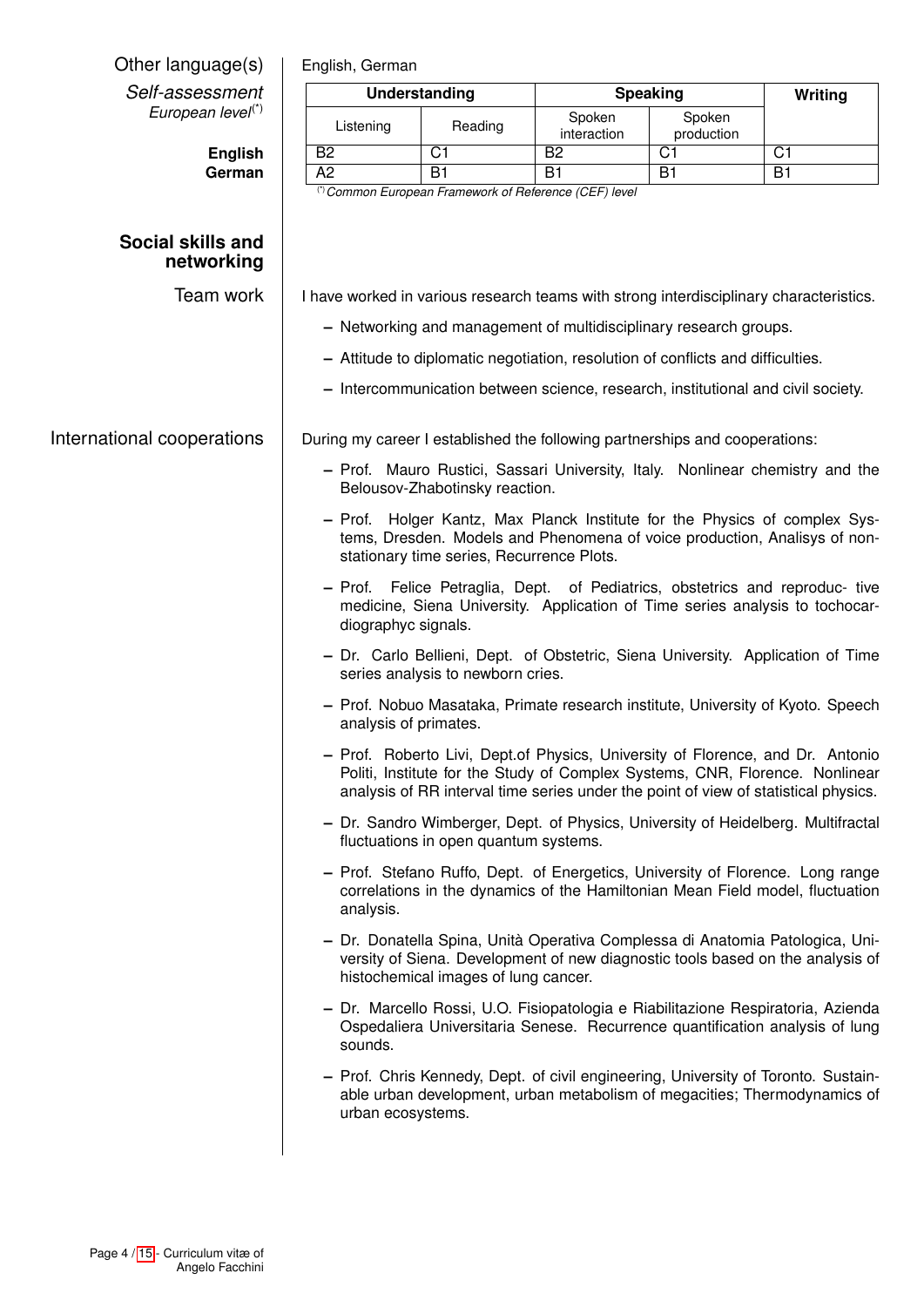**Other language(s)** English, German

*Self-assessment*
*European level*(*)

| | Understanding | | Speaking | | Writing |
|---|---|---|---|---|---|
| | Listening | Reading | Spoken interaction | Spoken production | |
| **English** | B2 | C1 | B2 | C1 | C1 |
| **German** | A2 | B1 | B1 | B1 | B1 |

(*) *Common European Framework of Reference (CEF) level*

## Social skills and networking

**Team work**

I have worked in various research teams with strong interdisciplinary characteristics.

- Networking and management of multidisciplinary research groups.
- Attitude to diplomatic negotiation, resolution of conflicts and difficulties.
- Intercommunication between science, research, institutional and civil society.

**International cooperations**

During my career I established the following partnerships and cooperations:

- Prof. Mauro Rustici, Sassari University, Italy. Nonlinear chemistry and the Belousov-Zhabotinsky reaction.
- Prof. Holger Kantz, Max Planck Institute for the Physics of complex Systems, Dresden. Models and Phenomena of voice production, Analisys of non-stationary time series, Recurrence Plots.
- Prof. Felice Petraglia, Dept. of Pediatrics, obstetrics and reproduc- tive medicine, Siena University. Application of Time series analysis to tochocardiographyc signals.
- Dr. Carlo Bellieni, Dept. of Obstetric, Siena University. Application of Time series analysis to newborn cries.
- Prof. Nobuo Masataka, Primate research institute, University of Kyoto. Speech analysis of primates.
- Prof. Roberto Livi, Dept.of Physics, University of Florence, and Dr. Antonio Politi, Institute for the Study of Complex Systems, CNR, Florence. Nonlinear analysis of RR interval time series under the point of view of statistical physics.
- Dr. Sandro Wimberger, Dept. of Physics, University of Heidelberg. Multifractal fluctuations in open quantum systems.
- Prof. Stefano Ruffo, Dept. of Energetics, University of Florence. Long range correlations in the dynamics of the Hamiltonian Mean Field model, fluctuation analysis.
- Dr. Donatella Spina, Unità Operativa Complessa di Anatomia Patologica, University of Siena. Development of new diagnostic tools based on the analysis of histochemical images of lung cancer.
- Dr. Marcello Rossi, U.O. Fisiopatologia e Riabilitazione Respiratoria, Azienda Ospedaliera Universitaria Senese. Recurrence quantification analysis of lung sounds.
- Prof. Chris Kennedy, Dept. of civil engineering, University of Toronto. Sustainable urban development, urban metabolism of megacities; Thermodynamics of urban ecosystems.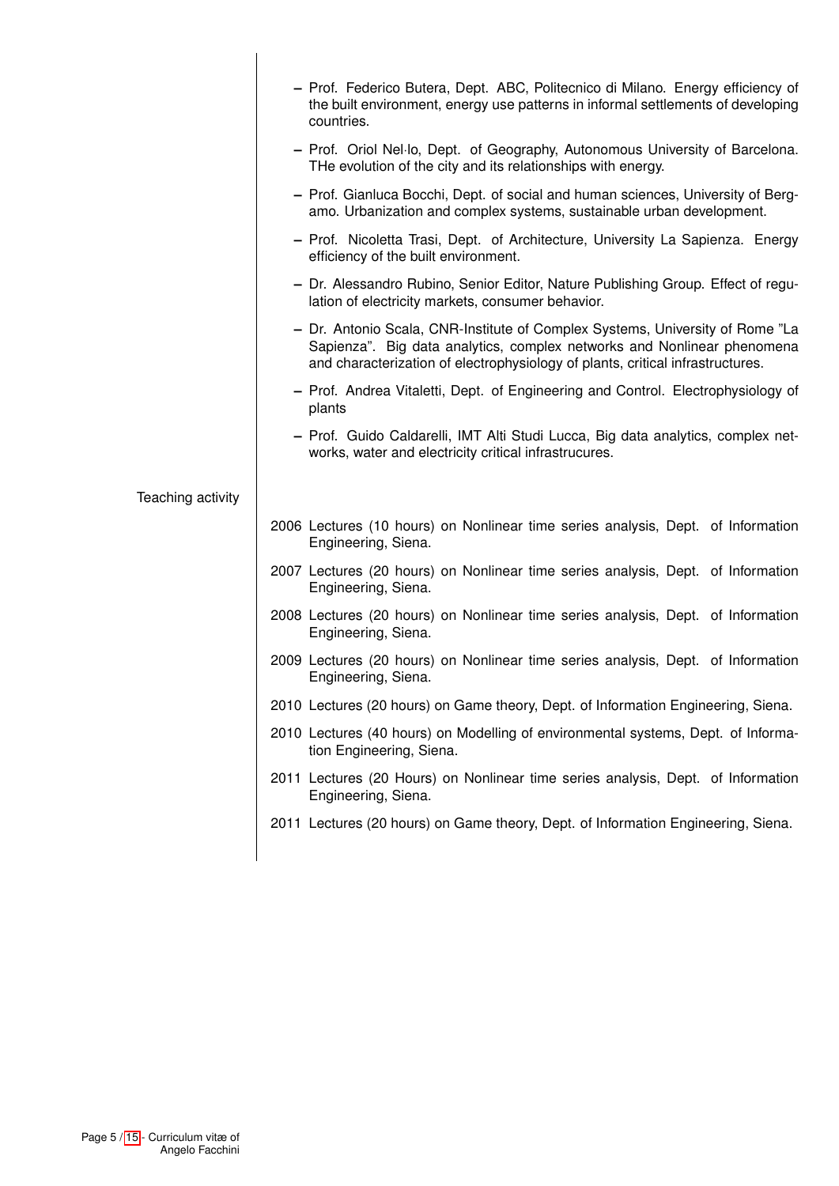- Prof. Federico Butera, Dept. ABC, Politecnico di Milano. Energy efficiency of the built environment, energy use patterns in informal settlements of developing countries.
- Prof. Oriol Nel·lo, Dept. of Geography, Autonomous University of Barcelona. THe evolution of the city and its relationships with energy.
- Prof. Gianluca Bocchi, Dept. of social and human sciences, University of Bergamo. Urbanization and complex systems, sustainable urban development.
- Prof. Nicoletta Trasi, Dept. of Architecture, University La Sapienza. Energy efficiency of the built environment.
- Dr. Alessandro Rubino, Senior Editor, Nature Publishing Group. Effect of regulation of electricity markets, consumer behavior.
- Dr. Antonio Scala, CNR-Institute of Complex Systems, University of Rome "La Sapienza". Big data analytics, complex networks and Nonlinear phenomena and characterization of electrophysiology of plants, critical infrastructures.
- Prof. Andrea Vitaletti, Dept. of Engineering and Control. Electrophysiology of plants
- Prof. Guido Caldarelli, IMT Alti Studi Lucca, Big data analytics, complex networks, water and electricity critical infrastrucures.

## Teaching activity

- 2006 Lectures (10 hours) on Nonlinear time series analysis, Dept. of Information Engineering, Siena.
- 2007 Lectures (20 hours) on Nonlinear time series analysis, Dept. of Information Engineering, Siena.
- 2008 Lectures (20 hours) on Nonlinear time series analysis, Dept. of Information Engineering, Siena.
- 2009 Lectures (20 hours) on Nonlinear time series analysis, Dept. of Information Engineering, Siena.
- 2010 Lectures (20 hours) on Game theory, Dept. of Information Engineering, Siena.
- 2010 Lectures (40 hours) on Modelling of environmental systems, Dept. of Information Engineering, Siena.
- 2011 Lectures (20 Hours) on Nonlinear time series analysis, Dept. of Information Engineering, Siena.
- 2011 Lectures (20 hours) on Game theory, Dept. of Information Engineering, Siena.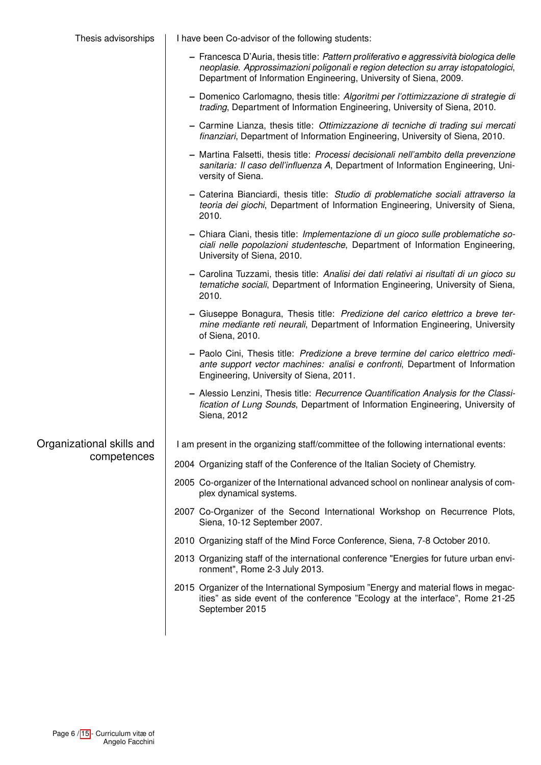## Thesis advisorships

I have been Co-advisor of the following students:

- Francesca D'Auria, thesis title: *Pattern proliferativo e aggressività biologica delle neoplasie. Approssimazioni poligonali e region detection su array istopatologici*, Department of Information Engineering, University of Siena, 2009.
- Domenico Carlomagno, thesis title: *Algoritmi per l'ottimizzazione di strategie di trading*, Department of Information Engineering, University of Siena, 2010.
- Carmine Lianza, thesis title: *Ottimizzazione di tecniche di trading sui mercati finanziari*, Department of Information Engineering, University of Siena, 2010.
- Martina Falsetti, thesis title: *Processi decisionali nell'ambito della prevenzione sanitaria: Il caso dell'influenza A*, Department of Information Engineering, University of Siena.
- Caterina Bianciardi, thesis title: *Studio di problematiche sociali attraverso la teoria dei giochi*, Department of Information Engineering, University of Siena, 2010.
- Chiara Ciani, thesis title: *Implementazione di un gioco sulle problematiche sociali nelle popolazioni studentesche*, Department of Information Engineering, University of Siena, 2010.
- Carolina Tuzzami, thesis title: *Analisi dei dati relativi ai risultati di un gioco su tematiche sociali*, Department of Information Engineering, University of Siena, 2010.
- Giuseppe Bonagura, Thesis title: *Predizione del carico elettrico a breve termine mediante reti neurali*, Department of Information Engineering, University of Siena, 2010.
- Paolo Cini, Thesis title: *Predizione a breve termine del carico elettrico mediante support vector machines: analisi e confronti*, Department of Information Engineering, University of Siena, 2011.
- Alessio Lenzini, Thesis title: *Recurrence Quantification Analysis for the Classification of Lung Sounds*, Department of Information Engineering, University of Siena, 2012

## Organizational skills and competences

I am present in the organizing staff/committee of the following international events:

- 2004 Organizing staff of the Conference of the Italian Society of Chemistry.
- 2005 Co-organizer of the International advanced school on nonlinear analysis of complex dynamical systems.
- 2007 Co-Organizer of the Second International Workshop on Recurrence Plots, Siena, 10-12 September 2007.
- 2010 Organizing staff of the Mind Force Conference, Siena, 7-8 October 2010.
- 2013 Organizing staff of the international conference "Energies for future urban environment", Rome 2-3 July 2013.
- 2015 Organizer of the International Symposium "Energy and material flows in megacities" as side event of the conference "Ecology at the interface", Rome 21-25 September 2015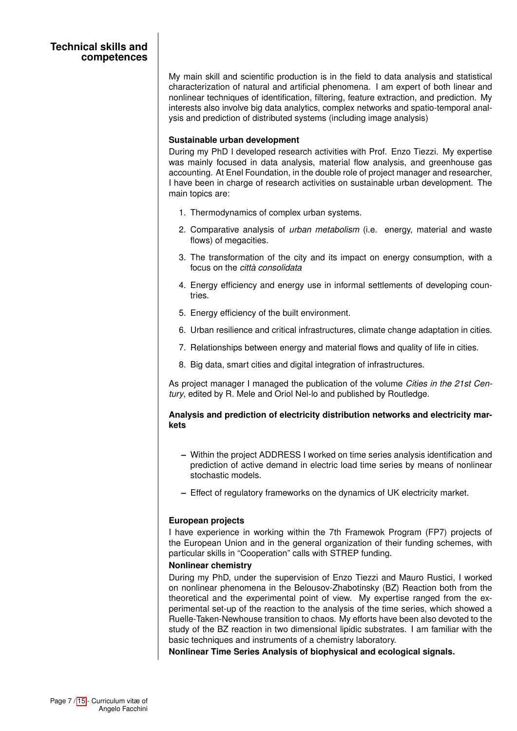## Technical skills and competences

My main skill and scientific production is in the field to data analysis and statistical characterization of natural and artificial phenomena. I am expert of both linear and nonlinear techniques of identification, filtering, feature extraction, and prediction. My interests also involve big data analytics, complex networks and spatio-temporal analysis and prediction of distributed systems (including image analysis)

**Sustainable urban development**

During my PhD I developed research activities with Prof. Enzo Tiezzi. My expertise was mainly focused in data analysis, material flow analysis, and greenhouse gas accounting. At Enel Foundation, in the double role of project manager and researcher, I have been in charge of research activities on sustainable urban development. The main topics are:

1. Thermodynamics of complex urban systems.
2. Comparative analysis of *urban metabolism* (i.e. energy, material and waste flows) of megacities.
3. The transformation of the city and its impact on energy consumption, with a focus on the *città consolidata*
4. Energy efficiency and energy use in informal settlements of developing countries.
5. Energy efficiency of the built environment.
6. Urban resilience and critical infrastructures, climate change adaptation in cities.
7. Relationships between energy and material flows and quality of life in cities.
8. Big data, smart cities and digital integration of infrastructures.

As project manager I managed the publication of the volume *Cities in the 21st Century*, edited by R. Mele and Oriol Nel-lo and published by Routledge.

**Analysis and prediction of electricity distribution networks and electricity markets**

– Within the project ADDRESS I worked on time series analysis identification and prediction of active demand in electric load time series by means of nonlinear stochastic models.

– Effect of regulatory frameworks on the dynamics of UK electricity market.

**European projects**

I have experience in working within the 7th Framewok Program (FP7) projects of the European Union and in the general organization of their funding schemes, with particular skills in "Cooperation" calls with STREP funding.

**Nonlinear chemistry**

During my PhD, under the supervision of Enzo Tiezzi and Mauro Rustici, I worked on nonlinear phenomena in the Belousov-Zhabotinsky (BZ) Reaction both from the theoretical and the experimental point of view. My expertise ranged from the experimental set-up of the reaction to the analysis of the time series, which showed a Ruelle-Taken-Newhouse transition to chaos. My efforts have been also devoted to the study of the BZ reaction in two dimensional lipidic substrates. I am familiar with the basic techniques and instruments of a chemistry laboratory.

**Nonlinear Time Series Analysis of biophysical and ecological signals.**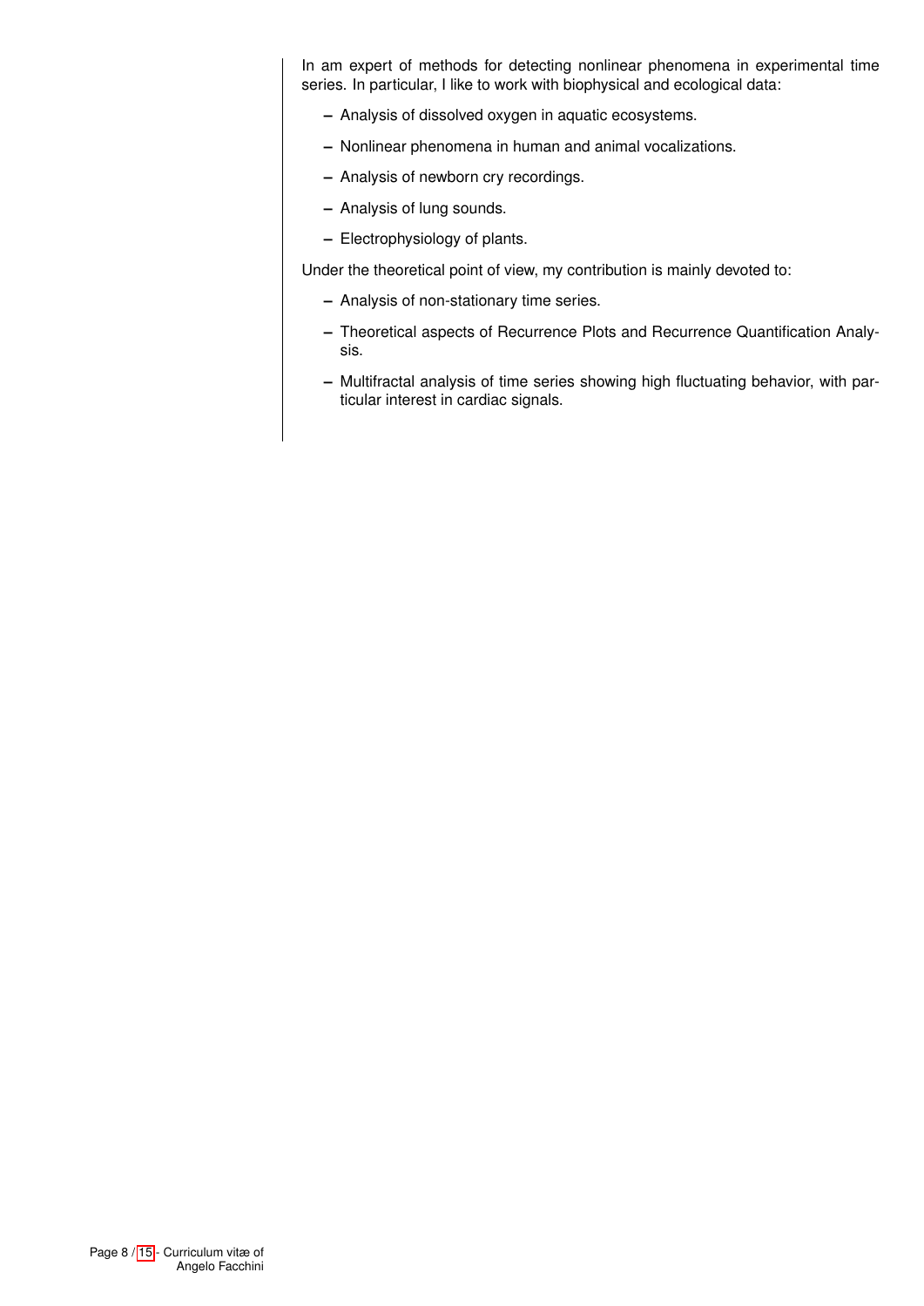In am expert of methods for detecting nonlinear phenomena in experimental time series. In particular, I like to work with biophysical and ecological data:

- Analysis of dissolved oxygen in aquatic ecosystems.
- Nonlinear phenomena in human and animal vocalizations.
- Analysis of newborn cry recordings.
- Analysis of lung sounds.
- Electrophysiology of plants.

Under the theoretical point of view, my contribution is mainly devoted to:

- Analysis of non-stationary time series.
- Theoretical aspects of Recurrence Plots and Recurrence Quantification Analysis.
- Multifractal analysis of time series showing high fluctuating behavior, with particular interest in cardiac signals.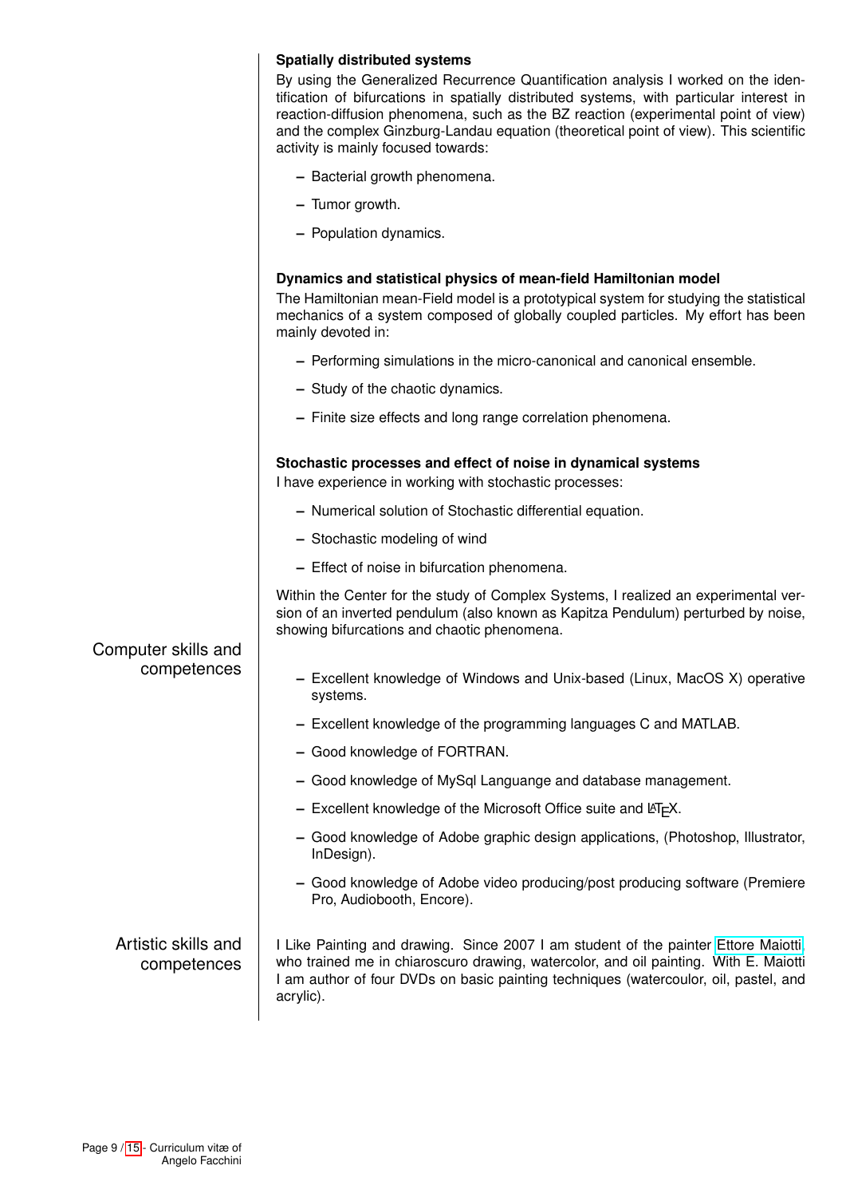#### Spatially distributed systems

By using the Generalized Recurrence Quantification analysis I worked on the identification of bifurcations in spatially distributed systems, with particular interest in reaction-diffusion phenomena, such as the BZ reaction (experimental point of view) and the complex Ginzburg-Landau equation (theoretical point of view). This scientific activity is mainly focused towards:

- Bacterial growth phenomena.
- Tumor growth.
- Population dynamics.

#### Dynamics and statistical physics of mean-field Hamiltonian model

The Hamiltonian mean-Field model is a prototypical system for studying the statistical mechanics of a system composed of globally coupled particles. My effort has been mainly devoted in:

- Performing simulations in the micro-canonical and canonical ensemble.
- Study of the chaotic dynamics.
- Finite size effects and long range correlation phenomena.

#### Stochastic processes and effect of noise in dynamical systems

I have experience in working with stochastic processes:

- Numerical solution of Stochastic differential equation.
- Stochastic modeling of wind
- Effect of noise in bifurcation phenomena.

Within the Center for the study of Complex Systems, I realized an experimental version of an inverted pendulum (also known as Kapitza Pendulum) perturbed by noise, showing bifurcations and chaotic phenomena.

## Computer skills and competences

- Excellent knowledge of Windows and Unix-based (Linux, MacOS X) operative systems.
- Excellent knowledge of the programming languages C and MATLAB.
- Good knowledge of FORTRAN.
- Good knowledge of MySql Languange and database management.
- Excellent knowledge of the Microsoft Office suite and LaTeX.
- Good knowledge of Adobe graphic design applications, (Photoshop, Illustrator, InDesign).
- Good knowledge of Adobe video producing/post producing software (Premiere Pro, Audiobooth, Encore).

## Artistic skills and competences

I Like Painting and drawing. Since 2007 I am student of the painter Ettore Maiotti, who trained me in chiaroscuro drawing, watercolor, and oil painting. With E. Maiotti I am author of four DVDs on basic painting techniques (watercoulor, oil, pastel, and acrylic).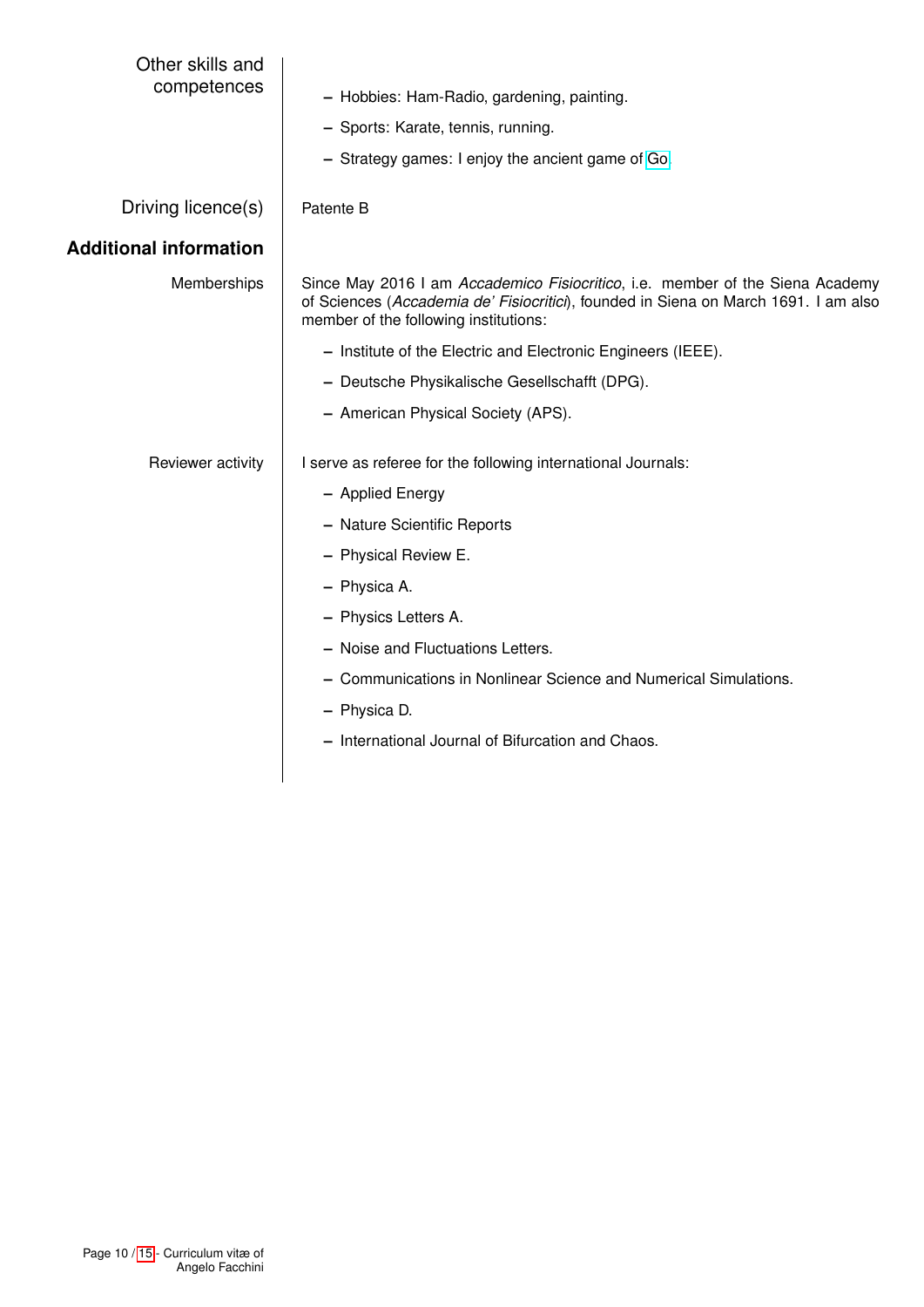### Other skills and competences

- Hobbies: Ham-Radio, gardening, painting.
- Sports: Karate, tennis, running.
- Strategy games: I enjoy the ancient game of Go.

### Driving licence(s)

Patente B

## Additional information

### Memberships

Since May 2016 I am *Accademico Fisiocritico*, i.e. member of the Siena Academy of Sciences (*Accademia de' Fisiocritici*), founded in Siena on March 1691. I am also member of the following institutions:

- Institute of the Electric and Electronic Engineers (IEEE).
- Deutsche Physikalische Gesellschafft (DPG).
- American Physical Society (APS).

### Reviewer activity

I serve as referee for the following international Journals:

- Applied Energy
- Nature Scientific Reports
- Physical Review E.
- Physica A.
- Physics Letters A.
- Noise and Fluctuations Letters.
- Communications in Nonlinear Science and Numerical Simulations.
- Physica D.
- International Journal of Bifurcation and Chaos.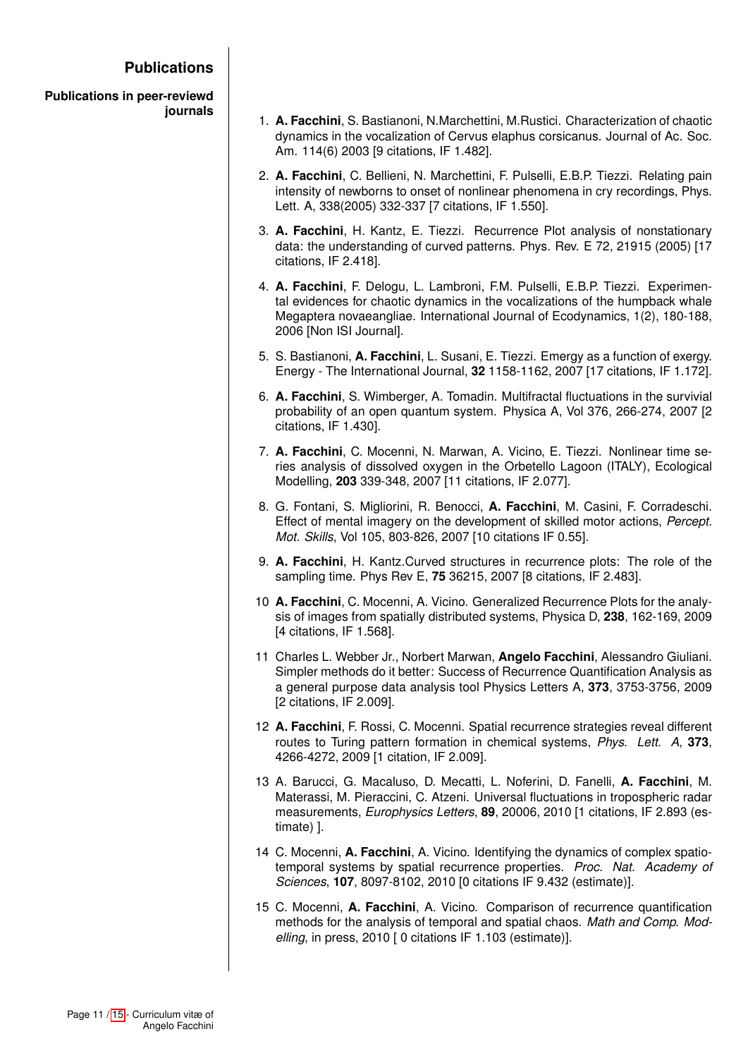## Publications

### Publications in peer-reviewd journals

1. **A. Facchini**, S. Bastianoni, N.Marchettini, M.Rustici. Characterization of chaotic dynamics in the vocalization of Cervus elaphus corsicanus. Journal of Ac. Soc. Am. 114(6) 2003 [9 citations, IF 1.482].

2. **A. Facchini**, C. Bellieni, N. Marchettini, F. Pulselli, E.B.P. Tiezzi. Relating pain intensity of newborns to onset of nonlinear phenomena in cry recordings, Phys. Lett. A, 338(2005) 332-337 [7 citations, IF 1.550].

3. **A. Facchini**, H. Kantz, E. Tiezzi. Recurrence Plot analysis of nonstationary data: the understanding of curved patterns. Phys. Rev. E 72, 21915 (2005) [17 citations, IF 2.418].

4. **A. Facchini**, F. Delogu, L. Lambroni, F.M. Pulselli, E.B.P. Tiezzi. Experimental evidences for chaotic dynamics in the vocalizations of the humpback whale Megaptera novaeangliae. International Journal of Ecodynamics, 1(2), 180-188, 2006 [Non ISI Journal].

5. S. Bastianoni, **A. Facchini**, L. Susani, E. Tiezzi. Emergy as a function of exergy. Energy - The International Journal, **32** 1158-1162, 2007 [17 citations, IF 1.172].

6. **A. Facchini**, S. Wimberger, A. Tomadin. Multifractal fluctuations in the survivial probability of an open quantum system. Physica A, Vol 376, 266-274, 2007 [2 citations, IF 1.430].

7. **A. Facchini**, C. Mocenni, N. Marwan, A. Vicino, E. Tiezzi. Nonlinear time series analysis of dissolved oxygen in the Orbetello Lagoon (ITALY), Ecological Modelling, **203** 339-348, 2007 [11 citations, IF 2.077].

8. G. Fontani, S. Migliorini, R. Benocci, **A. Facchini**, M. Casini, F. Corradeschi. Effect of mental imagery on the development of skilled motor actions, *Percept. Mot. Skills*, Vol 105, 803-826, 2007 [10 citations IF 0.55].

9. **A. Facchini**, H. Kantz.Curved structures in recurrence plots: The role of the sampling time. Phys Rev E, **75** 36215, 2007 [8 citations, IF 2.483].

10. **A. Facchini**, C. Mocenni, A. Vicino. Generalized Recurrence Plots for the analysis of images from spatially distributed systems, Physica D, **238**, 162-169, 2009 [4 citations, IF 1.568].

11. Charles L. Webber Jr., Norbert Marwan, **Angelo Facchini**, Alessandro Giuliani. Simpler methods do it better: Success of Recurrence Quantification Analysis as a general purpose data analysis tool Physics Letters A, **373**, 3753-3756, 2009 [2 citations, IF 2.009].

12. **A. Facchini**, F. Rossi, C. Mocenni. Spatial recurrence strategies reveal different routes to Turing pattern formation in chemical systems, *Phys. Lett. A*, **373**, 4266-4272, 2009 [1 citation, IF 2.009].

13. A. Barucci, G. Macaluso, D. Mecatti, L. Noferini, D. Fanelli, **A. Facchini**, M. Materassi, M. Pieraccini, C. Atzeni. Universal fluctuations in tropospheric radar measurements, *Europhysics Letters*, **89**, 20006, 2010 [1 citations, IF 2.893 (estimate) ].

14. C. Mocenni, **A. Facchini**, A. Vicino. Identifying the dynamics of complex spatio-temporal systems by spatial recurrence properties. *Proc. Nat. Academy of Sciences*, **107**, 8097-8102, 2010 [0 citations IF 9.432 (estimate)].

15. C. Mocenni, **A. Facchini**, A. Vicino. Comparison of recurrence quantification methods for the analysis of temporal and spatial chaos. *Math and Comp. Modelling*, in press, 2010 [ 0 citations IF 1.103 (estimate)].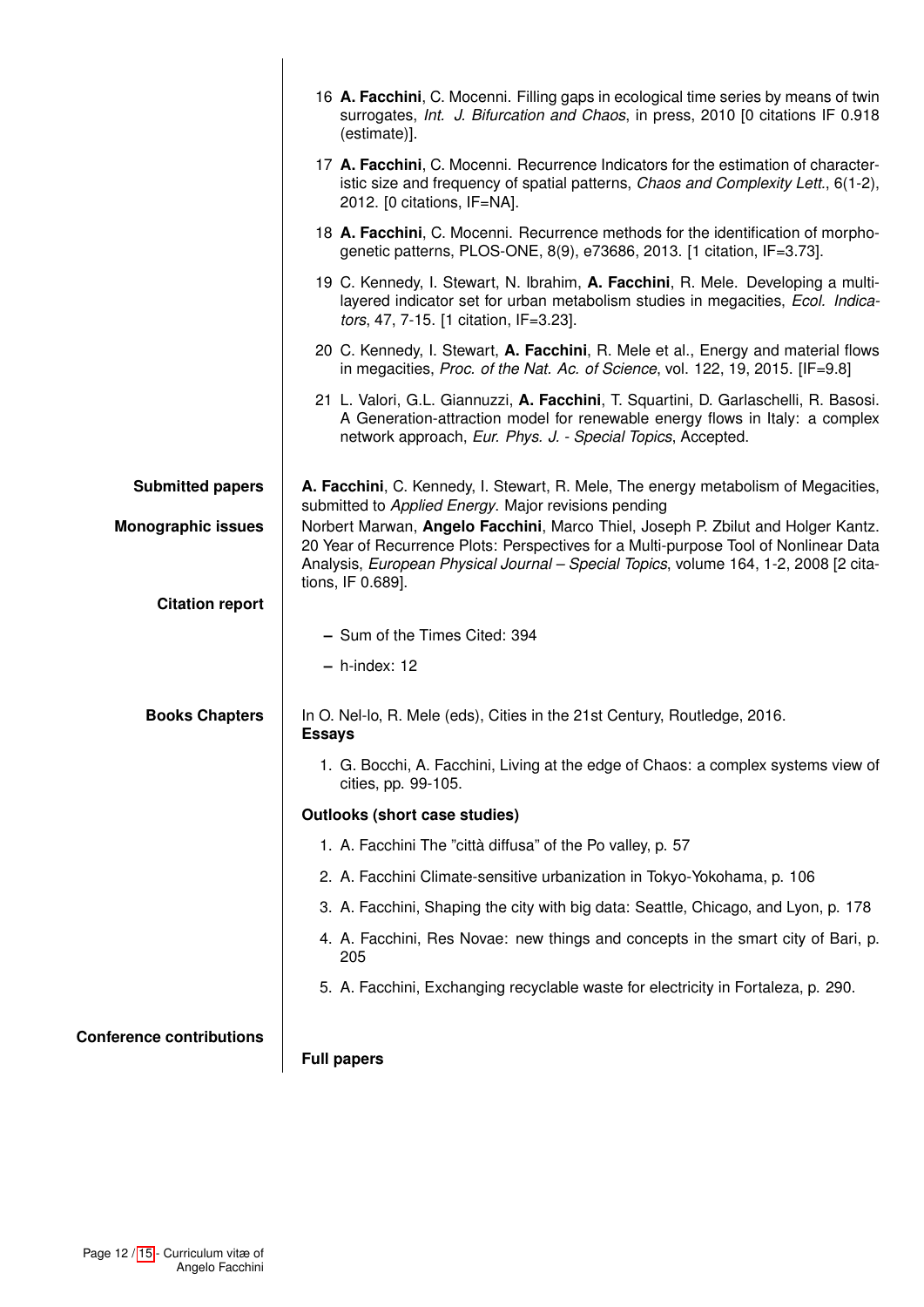16 **A. Facchini**, C. Mocenni. Filling gaps in ecological time series by means of twin surrogates, *Int. J. Bifurcation and Chaos*, in press, 2010 [0 citations IF 0.918 (estimate)].

17 **A. Facchini**, C. Mocenni. Recurrence Indicators for the estimation of characteristic size and frequency of spatial patterns, *Chaos and Complexity Lett.*, 6(1-2), 2012. [0 citations, IF=NA].

18 **A. Facchini**, C. Mocenni. Recurrence methods for the identification of morphogenetic patterns, PLOS-ONE, 8(9), e73686, 2013. [1 citation, IF=3.73].

19 C. Kennedy, I. Stewart, N. Ibrahim, **A. Facchini**, R. Mele. Developing a multi-layered indicator set for urban metabolism studies in megacities, *Ecol. Indicators*, 47, 7-15. [1 citation, IF=3.23].

20 C. Kennedy, I. Stewart, **A. Facchini**, R. Mele et al., Energy and material flows in megacities, *Proc. of the Nat. Ac. of Science*, vol. 122, 19, 2015. [IF=9.8]

21 L. Valori, G.L. Giannuzzi, **A. Facchini**, T. Squartini, D. Garlaschelli, R. Basosi. A Generation-attraction model for renewable energy flows in Italy: a complex network approach, *Eur. Phys. J. - Special Topics*, Accepted.

**Submitted papers**

**A. Facchini**, C. Kennedy, I. Stewart, R. Mele, The energy metabolism of Megacities, submitted to *Applied Energy*. Major revisions pending

**Monographic issues**

Norbert Marwan, **Angelo Facchini**, Marco Thiel, Joseph P. Zbilut and Holger Kantz. 20 Year of Recurrence Plots: Perspectives for a Multi-purpose Tool of Nonlinear Data Analysis, *European Physical Journal – Special Topics*, volume 164, 1-2, 2008 [2 citations, IF 0.689].

**Citation report**

- Sum of the Times Cited: 394
- h-index: 12

**Books Chapters**

In O. Nel-lo, R. Mele (eds), Cities in the 21st Century, Routledge, 2016.

**Essays**

1. G. Bocchi, A. Facchini, Living at the edge of Chaos: a complex systems view of cities, pp. 99-105.

**Outlooks (short case studies)**

1. A. Facchini The "città diffusa" of the Po valley, p. 57
2. A. Facchini Climate-sensitive urbanization in Tokyo-Yokohama, p. 106
3. A. Facchini, Shaping the city with big data: Seattle, Chicago, and Lyon, p. 178
4. A. Facchini, Res Novae: new things and concepts in the smart city of Bari, p. 205
5. A. Facchini, Exchanging recyclable waste for electricity in Fortaleza, p. 290.

**Conference contributions**

**Full papers**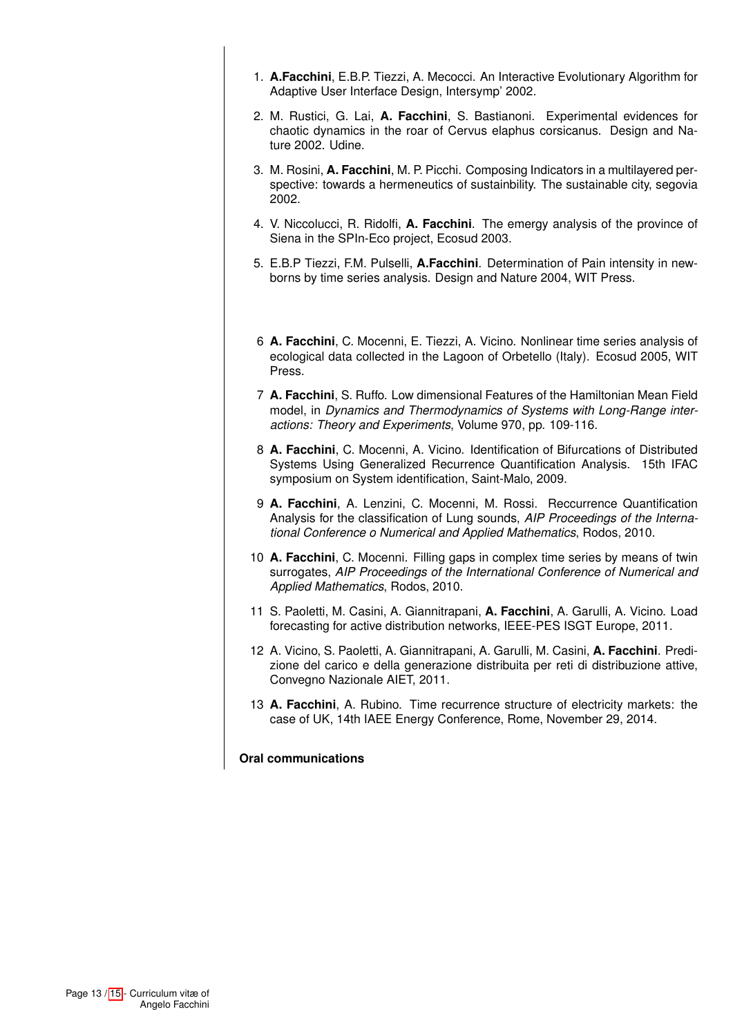1. **A.Facchini**, E.B.P. Tiezzi, A. Mecocci. An Interactive Evolutionary Algorithm for Adaptive User Interface Design, Intersymp' 2002.

2. M. Rustici, G. Lai, **A. Facchini**, S. Bastianoni. Experimental evidences for chaotic dynamics in the roar of Cervus elaphus corsicanus. Design and Nature 2002. Udine.

3. M. Rosini, **A. Facchini**, M. P. Picchi. Composing Indicators in a multilayered perspective: towards a hermeneutics of sustainbility. The sustainable city, segovia 2002.

4. V. Niccolucci, R. Ridolfi, **A. Facchini**. The emergy analysis of the province of Siena in the SPIn-Eco project, Ecosud 2003.

5. E.B.P Tiezzi, F.M. Pulselli, **A.Facchini**. Determination of Pain intensity in newborns by time series analysis. Design and Nature 2004, WIT Press.

6 **A. Facchini**, C. Mocenni, E. Tiezzi, A. Vicino. Nonlinear time series analysis of ecological data collected in the Lagoon of Orbetello (Italy). Ecosud 2005, WIT Press.

7 **A. Facchini**, S. Ruffo. Low dimensional Features of the Hamiltonian Mean Field model, in *Dynamics and Thermodynamics of Systems with Long-Range interactions: Theory and Experiments*, Volume 970, pp. 109-116.

8 **A. Facchini**, C. Mocenni, A. Vicino. Identification of Bifurcations of Distributed Systems Using Generalized Recurrence Quantification Analysis. 15th IFAC symposium on System identification, Saint-Malo, 2009.

9 **A. Facchini**, A. Lenzini, C. Mocenni, M. Rossi. Reccurrence Quantification Analysis for the classification of Lung sounds, *AIP Proceedings of the International Conference o Numerical and Applied Mathematics*, Rodos, 2010.

10 **A. Facchini**, C. Mocenni. Filling gaps in complex time series by means of twin surrogates, *AIP Proceedings of the International Conference of Numerical and Applied Mathematics*, Rodos, 2010.

11 S. Paoletti, M. Casini, A. Giannitrapani, **A. Facchini**, A. Garulli, A. Vicino. Load forecasting for active distribution networks, IEEE-PES ISGT Europe, 2011.

12 A. Vicino, S. Paoletti, A. Giannitrapani, A. Garulli, M. Casini, **A. Facchini**. Predizione del carico e della generazione distribuita per reti di distribuzione attive, Convegno Nazionale AIET, 2011.

13 **A. Facchini**, A. Rubino. Time recurrence structure of electricity markets: the case of UK, 14th IAEE Energy Conference, Rome, November 29, 2014.

**Oral communications**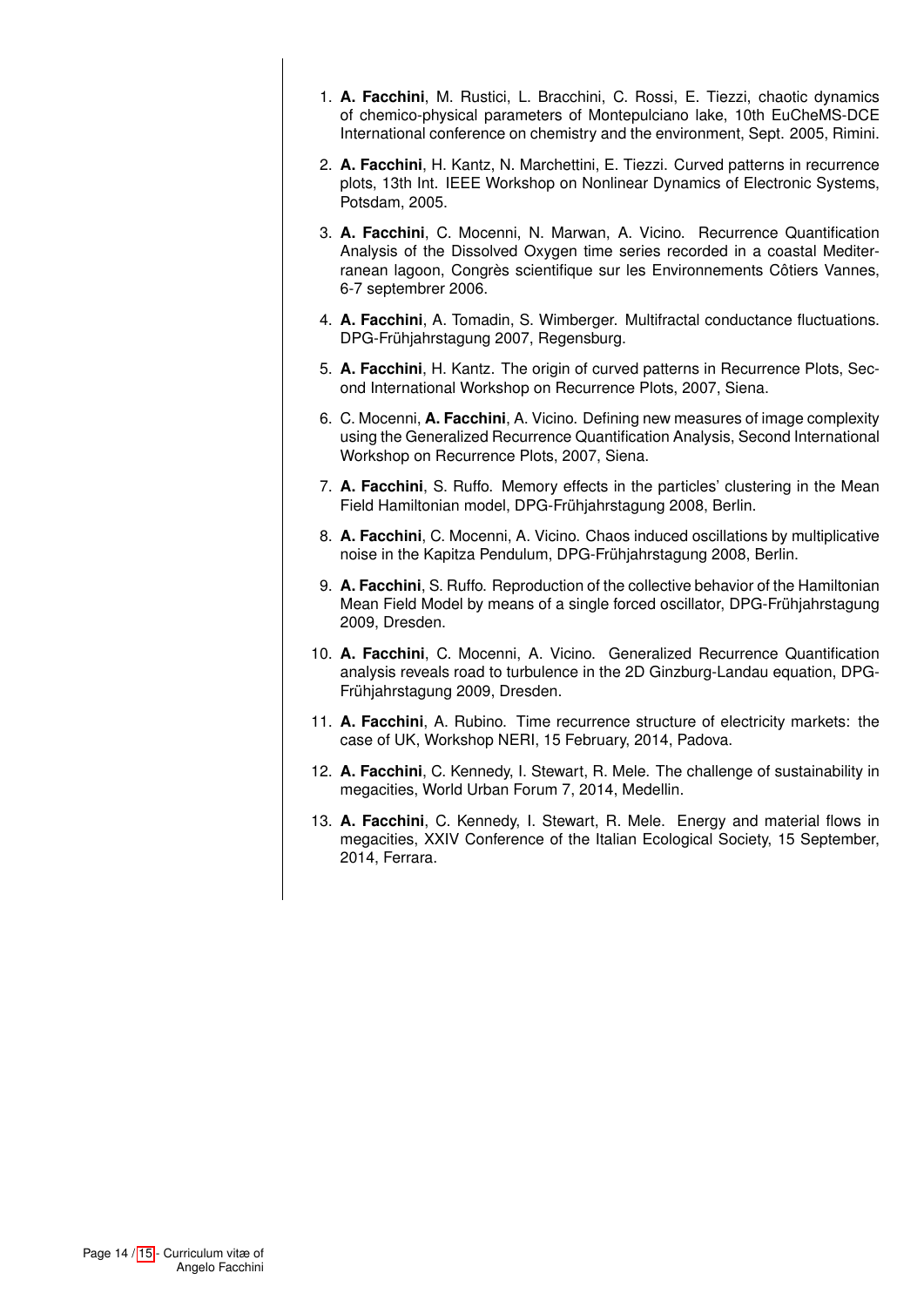1. **A. Facchini**, M. Rustici, L. Bracchini, C. Rossi, E. Tiezzi, chaotic dynamics of chemico-physical parameters of Montepulciano lake, 10th EuCheMS-DCE International conference on chemistry and the environment, Sept. 2005, Rimini.

2. **A. Facchini**, H. Kantz, N. Marchettini, E. Tiezzi. Curved patterns in recurrence plots, 13th Int. IEEE Workshop on Nonlinear Dynamics of Electronic Systems, Potsdam, 2005.

3. **A. Facchini**, C. Mocenni, N. Marwan, A. Vicino. Recurrence Quantification Analysis of the Dissolved Oxygen time series recorded in a coastal Mediterranean lagoon, Congrès scientifique sur les Environnements Côtiers Vannes, 6-7 septembrer 2006.

4. **A. Facchini**, A. Tomadin, S. Wimberger. Multifractal conductance fluctuations. DPG-Frühjahrstagung 2007, Regensburg.

5. **A. Facchini**, H. Kantz. The origin of curved patterns in Recurrence Plots, Second International Workshop on Recurrence Plots, 2007, Siena.

6. C. Mocenni, **A. Facchini**, A. Vicino. Defining new measures of image complexity using the Generalized Recurrence Quantification Analysis, Second International Workshop on Recurrence Plots, 2007, Siena.

7. **A. Facchini**, S. Ruffo. Memory effects in the particles' clustering in the Mean Field Hamiltonian model, DPG-Frühjahrstagung 2008, Berlin.

8. **A. Facchini**, C. Mocenni, A. Vicino. Chaos induced oscillations by multiplicative noise in the Kapitza Pendulum, DPG-Frühjahrstagung 2008, Berlin.

9. **A. Facchini**, S. Ruffo. Reproduction of the collective behavior of the Hamiltonian Mean Field Model by means of a single forced oscillator, DPG-Frühjahrstagung 2009, Dresden.

10. **A. Facchini**, C. Mocenni, A. Vicino. Generalized Recurrence Quantification analysis reveals road to turbulence in the 2D Ginzburg-Landau equation, DPG-Frühjahrstagung 2009, Dresden.

11. **A. Facchini**, A. Rubino. Time recurrence structure of electricity markets: the case of UK, Workshop NERI, 15 February, 2014, Padova.

12. **A. Facchini**, C. Kennedy, I. Stewart, R. Mele. The challenge of sustainability in megacities, World Urban Forum 7, 2014, Medellin.

13. **A. Facchini**, C. Kennedy, I. Stewart, R. Mele. Energy and material flows in megacities, XXIV Conference of the Italian Ecological Society, 15 September, 2014, Ferrara.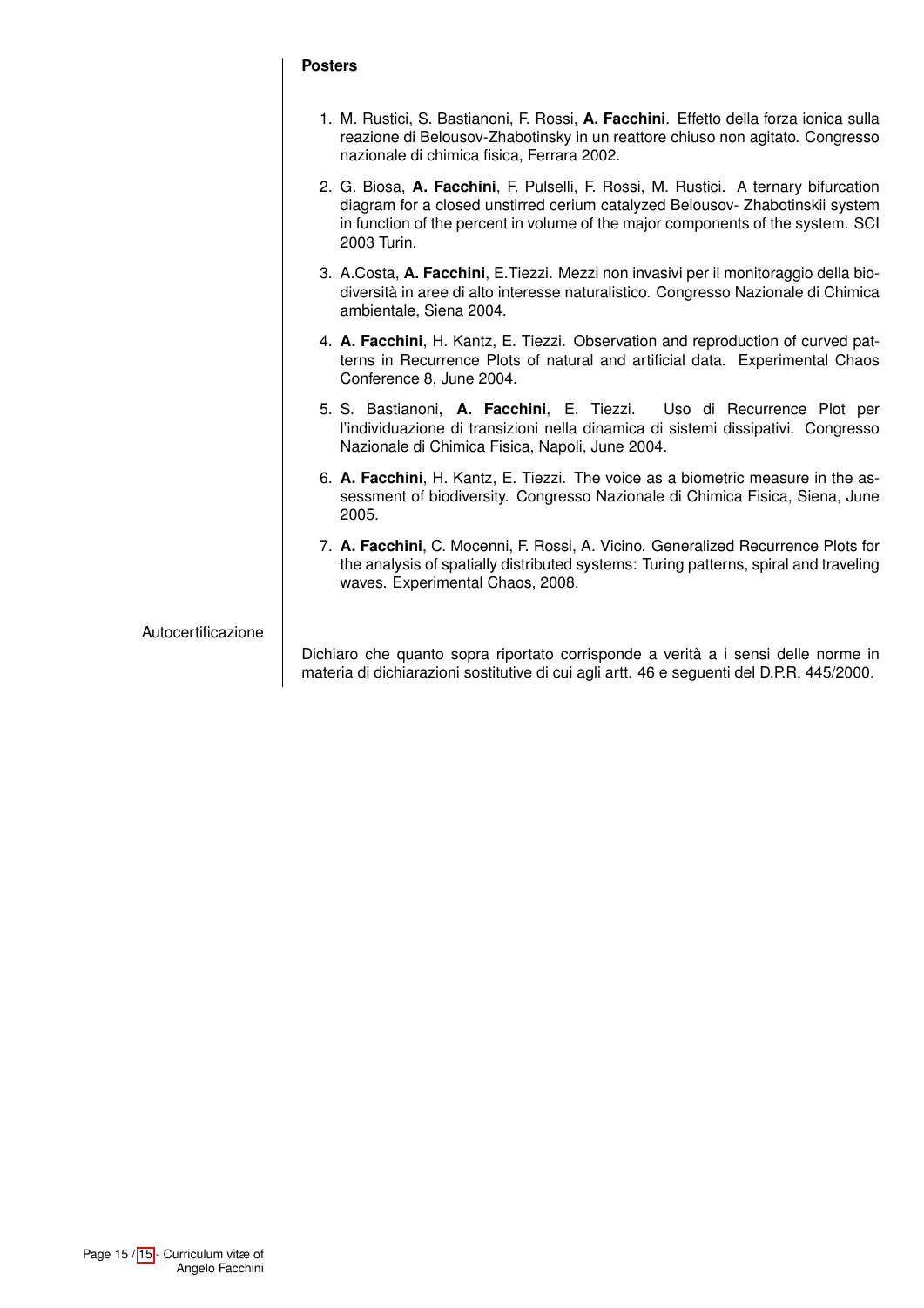**Posters**

1. M. Rustici, S. Bastianoni, F. Rossi, **A. Facchini**. Effetto della forza ionica sulla reazione di Belousov-Zhabotinsky in un reattore chiuso non agitato. Congresso nazionale di chimica fisica, Ferrara 2002.
2. G. Biosa, **A. Facchini**, F. Pulselli, F. Rossi, M. Rustici. A ternary bifurcation diagram for a closed unstirred cerium catalyzed Belousov- Zhabotinskii system in function of the percent in volume of the major components of the system. SCI 2003 Turin.
3. A.Costa, **A. Facchini**, E.Tiezzi. Mezzi non invasivi per il monitoraggio della biodiversità in aree di alto interesse naturalistico. Congresso Nazionale di Chimica ambientale, Siena 2004.
4. **A. Facchini**, H. Kantz, E. Tiezzi. Observation and reproduction of curved patterns in Recurrence Plots of natural and artificial data. Experimental Chaos Conference 8, June 2004.
5. S. Bastianoni, **A. Facchini**, E. Tiezzi. Uso di Recurrence Plot per l'individuazione di transizioni nella dinamica di sistemi dissipativi. Congresso Nazionale di Chimica Fisica, Napoli, June 2004.
6. **A. Facchini**, H. Kantz, E. Tiezzi. The voice as a biometric measure in the assessment of biodiversity. Congresso Nazionale di Chimica Fisica, Siena, June 2005.
7. **A. Facchini**, C. Mocenni, F. Rossi, A. Vicino. Generalized Recurrence Plots for the analysis of spatially distributed systems: Turing patterns, spiral and traveling waves. Experimental Chaos, 2008.

Autocertificazione

Dichiaro che quanto sopra riportato corrisponde a verità a i sensi delle norme in materia di dichiarazioni sostitutive di cui agli artt. 46 e seguenti del D.P.R. 445/2000.